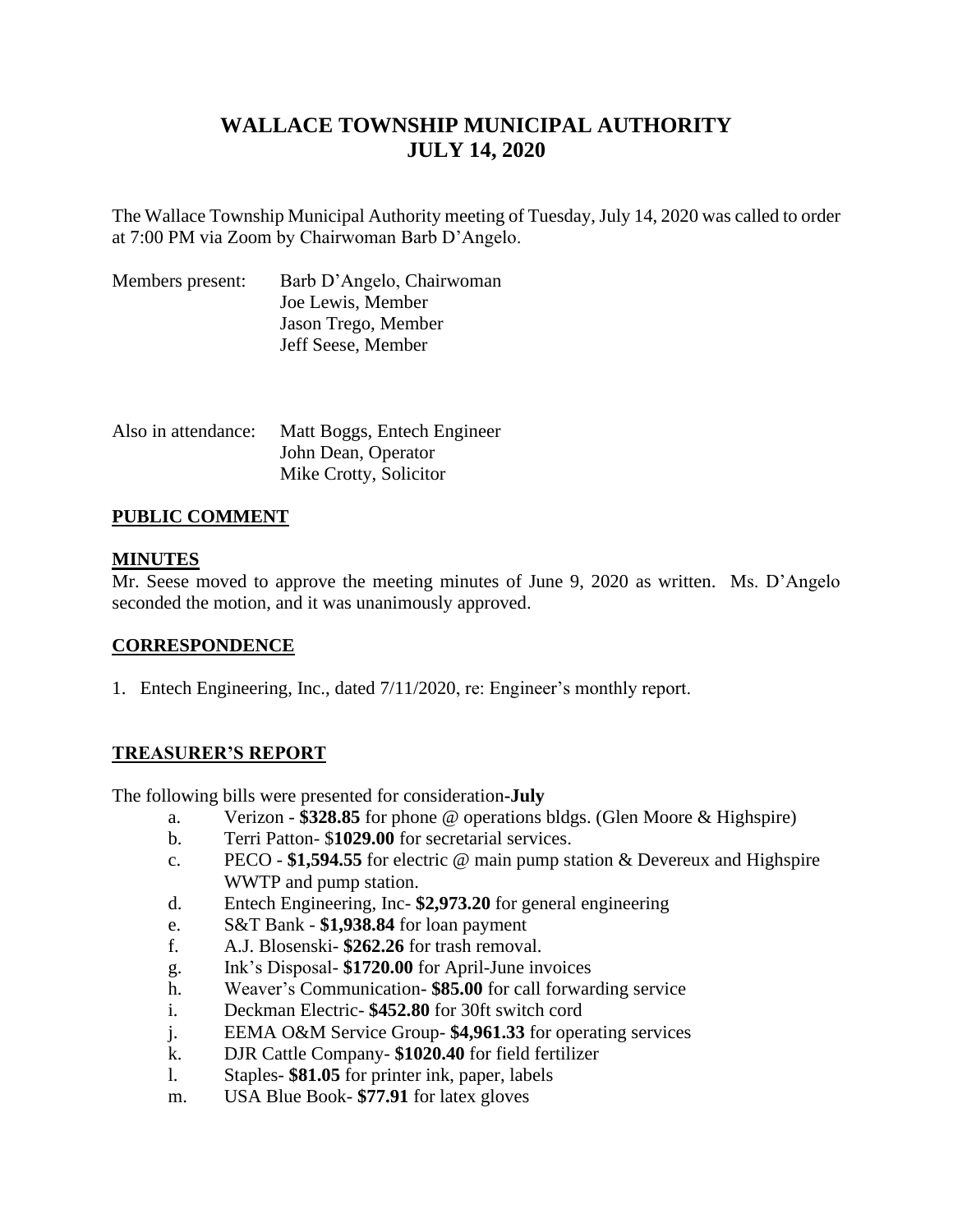# WALLACE TOWNSHIP MUNICIPAL AUTHORITY
# JULY 14, 2020

The Wallace Township Municipal Authority meeting of Tuesday, July 14, 2020 was called to order at 7:00 PM via Zoom by Chairwoman Barb D'Angelo.

Members present: Barb D'Angelo, Chairwoman
Joe Lewis, Member
Jason Trego, Member
Jeff Seese, Member

Also in attendance: Matt Boggs, Entech Engineer
John Dean, Operator
Mike Crotty, Solicitor

## PUBLIC COMMENT

## MINUTES

Mr. Seese moved to approve the meeting minutes of June 9, 2020 as written. Ms. D'Angelo seconded the motion, and it was unanimously approved.

## CORRESPONDENCE

1. Entech Engineering, Inc., dated 7/11/2020, re: Engineer's monthly report.

## TREASURER'S REPORT

The following bills were presented for consideration-**July**

a. Verizon - **$328.85** for phone @ operations bldgs. (Glen Moore & Highspire)
b. Terri Patton- $**1029.00** for secretarial services.
c. PECO - **$1,594.55** for electric @ main pump station & Devereux and Highspire WWTP and pump station.
d. Entech Engineering, Inc- **$2,973.20** for general engineering
e. S&T Bank - **$1,938.84** for loan payment
f. A.J. Blosenski- **$262.26** for trash removal.
g. Ink's Disposal- **$1720.00** for April-June invoices
h. Weaver's Communication- **$85.00** for call forwarding service
i. Deckman Electric- **$452.80** for 30ft switch cord
j. EEMA O&M Service Group- **$4,961.33** for operating services
k. DJR Cattle Company- **$1020.40** for field fertilizer
l. Staples- **$81.05** for printer ink, paper, labels
m. USA Blue Book- **$77.91** for latex gloves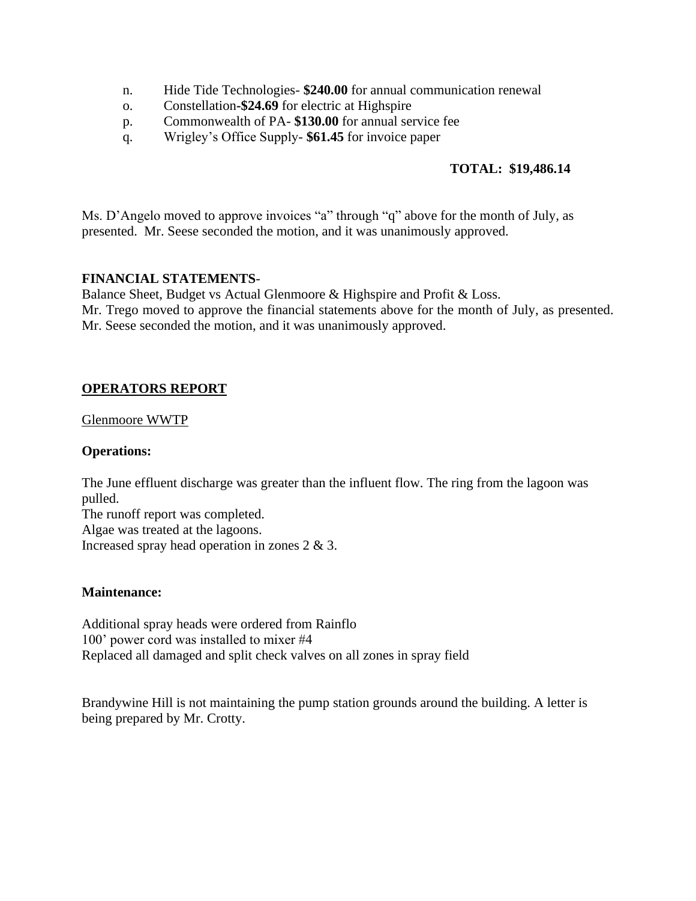n. Hide Tide Technologies- **$240.00** for annual communication renewal
o. Constellation-**$24.69** for electric at Highspire
p. Commonwealth of PA- **$130.00** for annual service fee
q. Wrigley's Office Supply- **$61.45** for invoice paper

**TOTAL: $19,486.14**

Ms. D'Angelo moved to approve invoices "a" through "q" above for the month of July, as presented. Mr. Seese seconded the motion, and it was unanimously approved.

**FINANCIAL STATEMENTS**-

Balance Sheet, Budget vs Actual Glenmoore & Highspire and Profit & Loss.
Mr. Trego moved to approve the financial statements above for the month of July, as presented. Mr. Seese seconded the motion, and it was unanimously approved.

## OPERATORS REPORT

Glenmoore WWTP

**Operations:**

The June effluent discharge was greater than the influent flow. The ring from the lagoon was pulled.
The runoff report was completed.
Algae was treated at the lagoons.
Increased spray head operation in zones 2 & 3.

**Maintenance:**

Additional spray heads were ordered from Rainflo
100' power cord was installed to mixer #4
Replaced all damaged and split check valves on all zones in spray field

Brandywine Hill is not maintaining the pump station grounds around the building. A letter is being prepared by Mr. Crotty.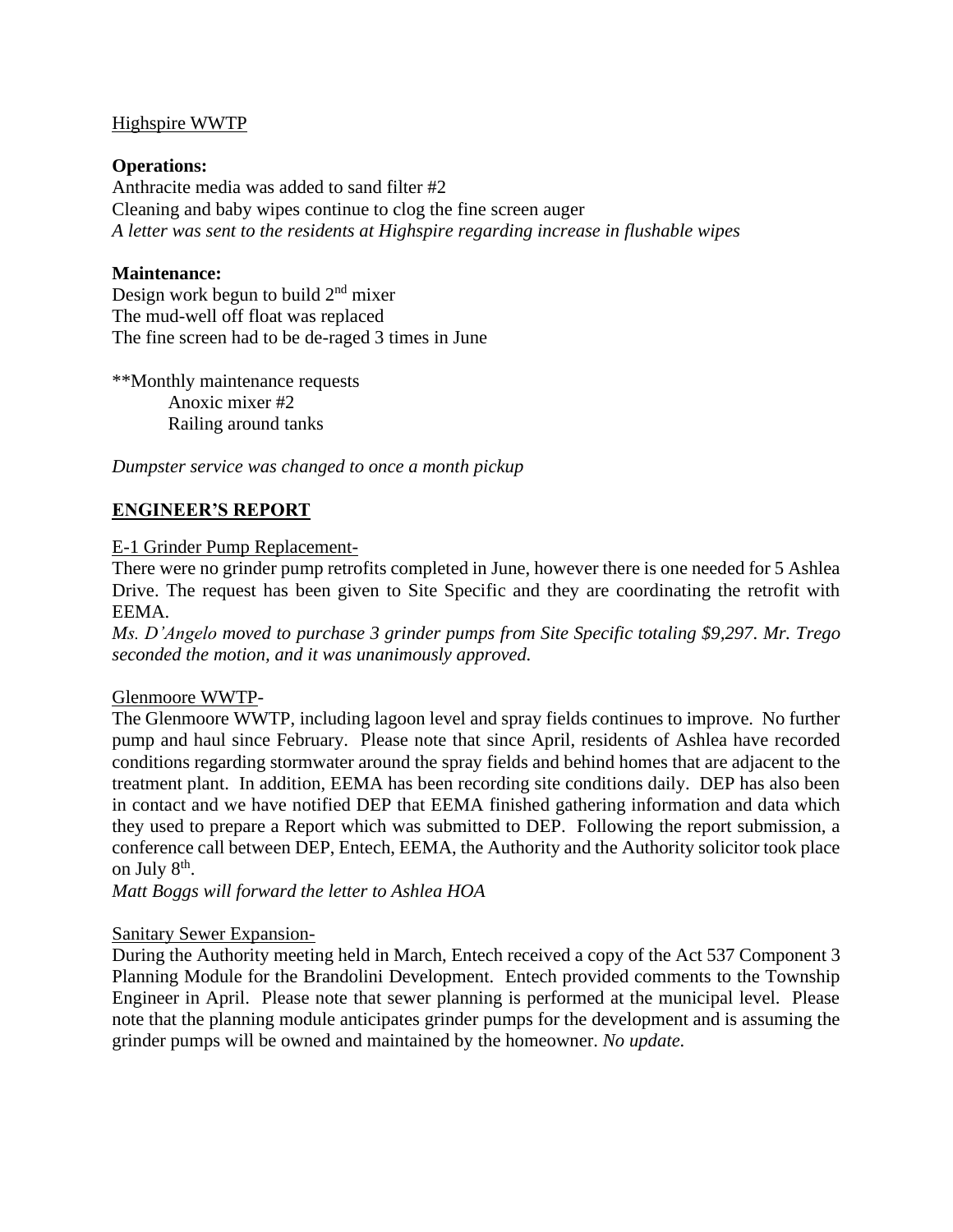Highspire WWTP

**Operations:**

Anthracite media was added to sand filter #2
Cleaning and baby wipes continue to clog the fine screen auger
*A letter was sent to the residents at Highspire regarding increase in flushable wipes*

**Maintenance:**

Design work begun to build 2nd mixer
The mud-well off float was replaced
The fine screen had to be de-raged 3 times in June

**Monthly maintenance requests
 Anoxic mixer #2
 Railing around tanks

*Dumpster service was changed to once a month pickup*

## ENGINEER'S REPORT

E-1 Grinder Pump Replacement-

There were no grinder pump retrofits completed in June, however there is one needed for 5 Ashlea Drive. The request has been given to Site Specific and they are coordinating the retrofit with EEMA.

*Ms. D'Angelo moved to purchase 3 grinder pumps from Site Specific totaling $9,297. Mr. Trego seconded the motion, and it was unanimously approved.*

Glenmoore WWTP-

The Glenmoore WWTP, including lagoon level and spray fields continues to improve. No further pump and haul since February. Please note that since April, residents of Ashlea have recorded conditions regarding stormwater around the spray fields and behind homes that are adjacent to the treatment plant. In addition, EEMA has been recording site conditions daily. DEP has also been in contact and we have notified DEP that EEMA finished gathering information and data which they used to prepare a Report which was submitted to DEP. Following the report submission, a conference call between DEP, Entech, EEMA, the Authority and the Authority solicitor took place on July 8th.

*Matt Boggs will forward the letter to Ashlea HOA*

Sanitary Sewer Expansion-

During the Authority meeting held in March, Entech received a copy of the Act 537 Component 3 Planning Module for the Brandolini Development. Entech provided comments to the Township Engineer in April. Please note that sewer planning is performed at the municipal level. Please note that the planning module anticipates grinder pumps for the development and is assuming the grinder pumps will be owned and maintained by the homeowner. *No update.*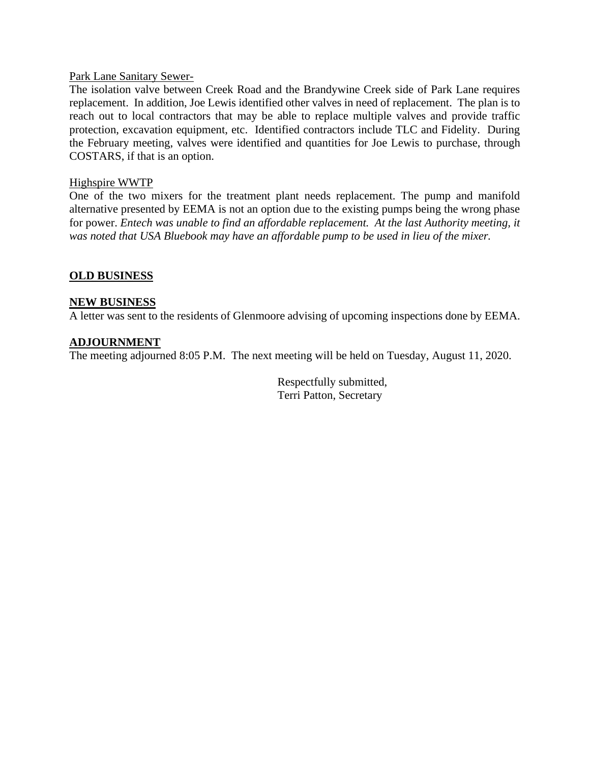Park Lane Sanitary Sewer-

The isolation valve between Creek Road and the Brandywine Creek side of Park Lane requires replacement. In addition, Joe Lewis identified other valves in need of replacement. The plan is to reach out to local contractors that may be able to replace multiple valves and provide traffic protection, excavation equipment, etc. Identified contractors include TLC and Fidelity. During the February meeting, valves were identified and quantities for Joe Lewis to purchase, through COSTARS, if that is an option.

Highspire WWTP

One of the two mixers for the treatment plant needs replacement. The pump and manifold alternative presented by EEMA is not an option due to the existing pumps being the wrong phase for power. *Entech was unable to find an affordable replacement. At the last Authority meeting, it was noted that USA Bluebook may have an affordable pump to be used in lieu of the mixer.*

## OLD BUSINESS

## NEW BUSINESS

A letter was sent to the residents of Glenmoore advising of upcoming inspections done by EEMA.

## ADJOURNMENT

The meeting adjourned 8:05 P.M. The next meeting will be held on Tuesday, August 11, 2020.

Respectfully submitted,
Terri Patton, Secretary